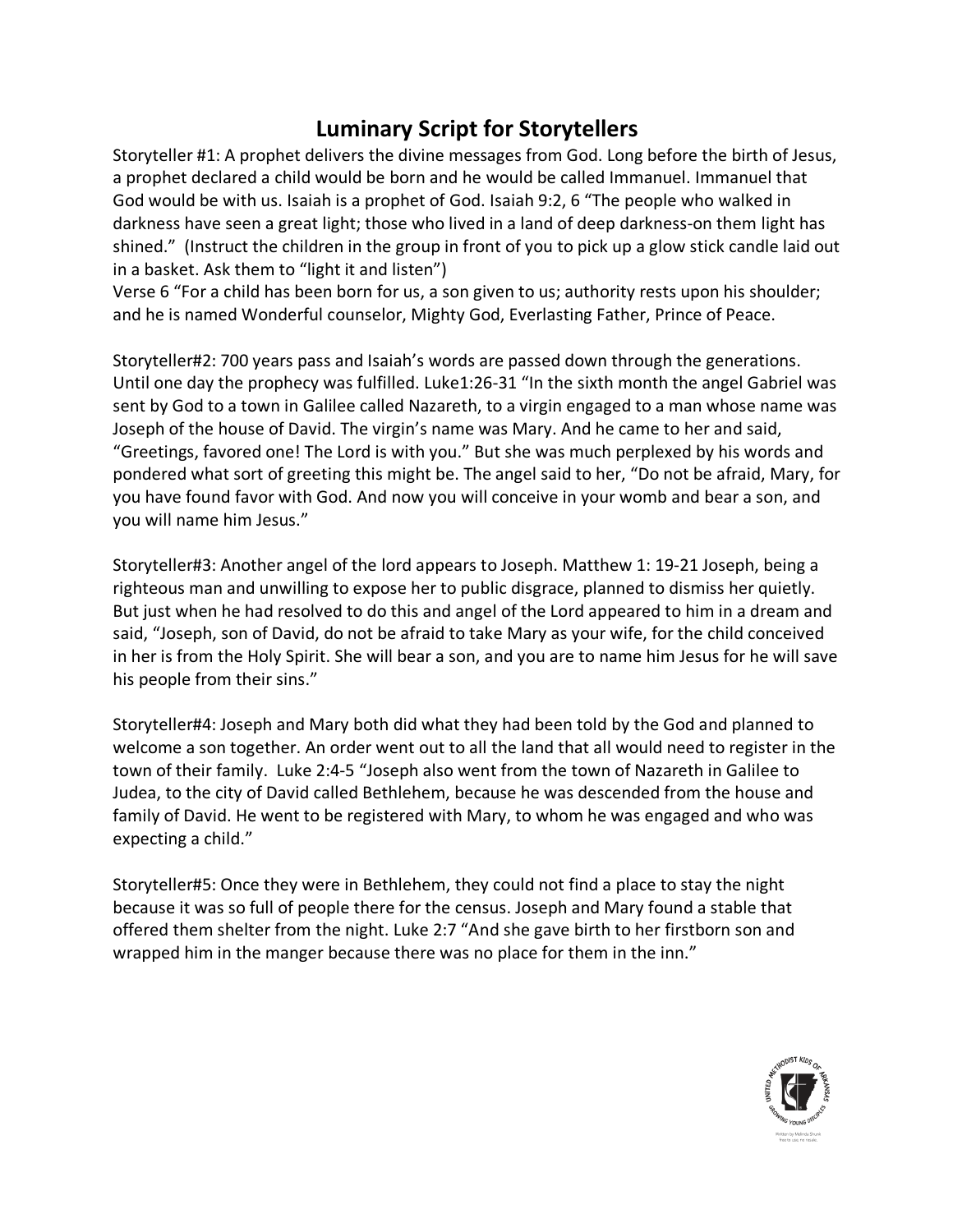# Luminary Script for Storytellers

Storyteller #1: A prophet delivers the divine messages from God. Long before the birth of Jesus, a prophet declared a child would be born and he would be called Immanuel. Immanuel that God would be with us. Isaiah is a prophet of God. Isaiah 9:2, 6 "The people who walked in darkness have seen a great light; those who lived in a land of deep darkness-on them light has shined." (Instruct the children in the group in front of you to pick up a glow stick candle laid out in a basket. Ask them to "light it and listen")

Verse 6 "For a child has been born for us, a son given to us; authority rests upon his shoulder; and he is named Wonderful counselor, Mighty God, Everlasting Father, Prince of Peace.

Storyteller#2: 700 years pass and Isaiah's words are passed down through the generations. Until one day the prophecy was fulfilled. Luke1:26-31 "In the sixth month the angel Gabriel was sent by God to a town in Galilee called Nazareth, to a virgin engaged to a man whose name was Joseph of the house of David. The virgin's name was Mary. And he came to her and said, "Greetings, favored one! The Lord is with you." But she was much perplexed by his words and pondered what sort of greeting this might be. The angel said to her, "Do not be afraid, Mary, for you have found favor with God. And now you will conceive in your womb and bear a son, and you will name him Jesus."

Storyteller#3: Another angel of the lord appears to Joseph. Matthew 1: 19-21 Joseph, being a righteous man and unwilling to expose her to public disgrace, planned to dismiss her quietly. But just when he had resolved to do this and angel of the Lord appeared to him in a dream and said, "Joseph, son of David, do not be afraid to take Mary as your wife, for the child conceived in her is from the Holy Spirit. She will bear a son, and you are to name him Jesus for he will save his people from their sins."

Storyteller#4: Joseph and Mary both did what they had been told by the God and planned to welcome a son together. An order went out to all the land that all would need to register in the town of their family. Luke 2:4-5 "Joseph also went from the town of Nazareth in Galilee to Judea, to the city of David called Bethlehem, because he was descended from the house and family of David. He went to be registered with Mary, to whom he was engaged and who was expecting a child."

Storyteller#5: Once they were in Bethlehem, they could not find a place to stay the night because it was so full of people there for the census. Joseph and Mary found a stable that offered them shelter from the night. Luke 2:7 "And she gave birth to her firstborn son and wrapped him in the manger because there was no place for them in the inn."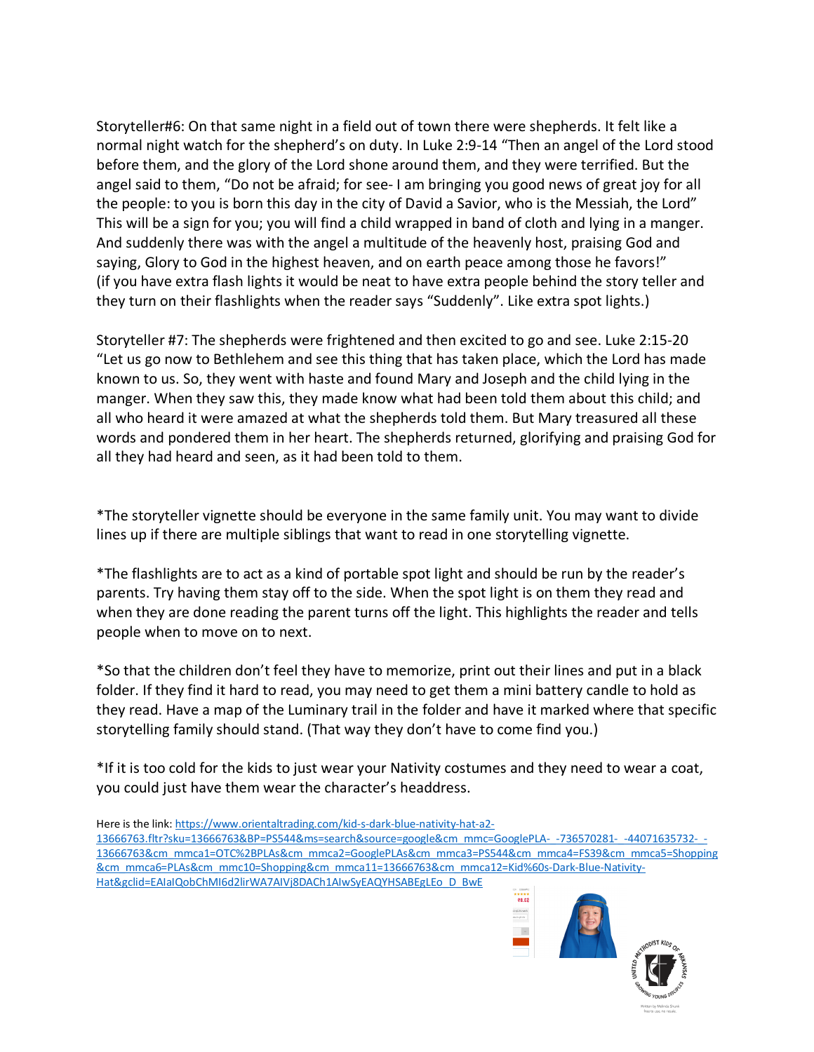Storyteller#6: On that same night in a field out of town there were shepherds. It felt like a normal night watch for the shepherd's on duty. In Luke 2:9-14 "Then an angel of the Lord stood before them, and the glory of the Lord shone around them, and they were terrified. But the angel said to them, "Do not be afraid; for see- I am bringing you good news of great joy for all the people: to you is born this day in the city of David a Savior, who is the Messiah, the Lord" This will be a sign for you; you will find a child wrapped in band of cloth and lying in a manger. And suddenly there was with the angel a multitude of the heavenly host, praising God and saying, Glory to God in the highest heaven, and on earth peace among those he favors!" (if you have extra flash lights it would be neat to have extra people behind the story teller and they turn on their flashlights when the reader says "Suddenly". Like extra spot lights.)

Storyteller #7: The shepherds were frightened and then excited to go and see. Luke 2:15-20 "Let us go now to Bethlehem and see this thing that has taken place, which the Lord has made known to us. So, they went with haste and found Mary and Joseph and the child lying in the manger. When they saw this, they made know what had been told them about this child; and all who heard it were amazed at what the shepherds told them. But Mary treasured all these words and pondered them in her heart. The shepherds returned, glorifying and praising God for all they had heard and seen, as it had been told to them.

*The storyteller vignette should be everyone in the same family unit. You may want to divide lines up if there are multiple siblings that want to read in one storytelling vignette.

*The flashlights are to act as a kind of portable spot light and should be run by the reader's parents. Try having them stay off to the side. When the spot light is on them they read and when they are done reading the parent turns off the light. This highlights the reader and tells people when to move on to next.

*So that the children don't feel they have to memorize, print out their lines and put in a black folder. If they find it hard to read, you may need to get them a mini battery candle to hold as they read. Have a map of the Luminary trail in the folder and have it marked where that specific storytelling family should stand. (That way they don't have to come find you.)

*If it is too cold for the kids to just wear your Nativity costumes and they need to wear a coat, you could just have them wear the character's headdress.

Here is the link: https://www.orientaltrading.com/kid-s-dark-blue-nativity-hat-a2-13666763.fltr?sku=13666763&BP=PS544&ms=search&source=google&cm_mmc=GooglePLA-_-736570281-_-44071635732-_-13666763&cm_mmca1=OTC%2BPLAs&cm_mmca2=GooglePLAs&cm_mmca3=PS544&cm_mmca4=FS39&cm_mmca5=Shopping&cm_mmca6=PLAs&cm_mmc10=Shopping&cm_mmca11=13666763&cm_mmca12=Kid%60s-Dark-Blue-Nativity-Hat&gclid=EAIaIQobChMI6d2lirWA7AIVj8DACh1AIwSyEAQYHSABEgLEo_D_BwE

United Methodist Kids of Arkansas — Growing Young Disciples

Written by Melinda Shunk
free to use no resale.